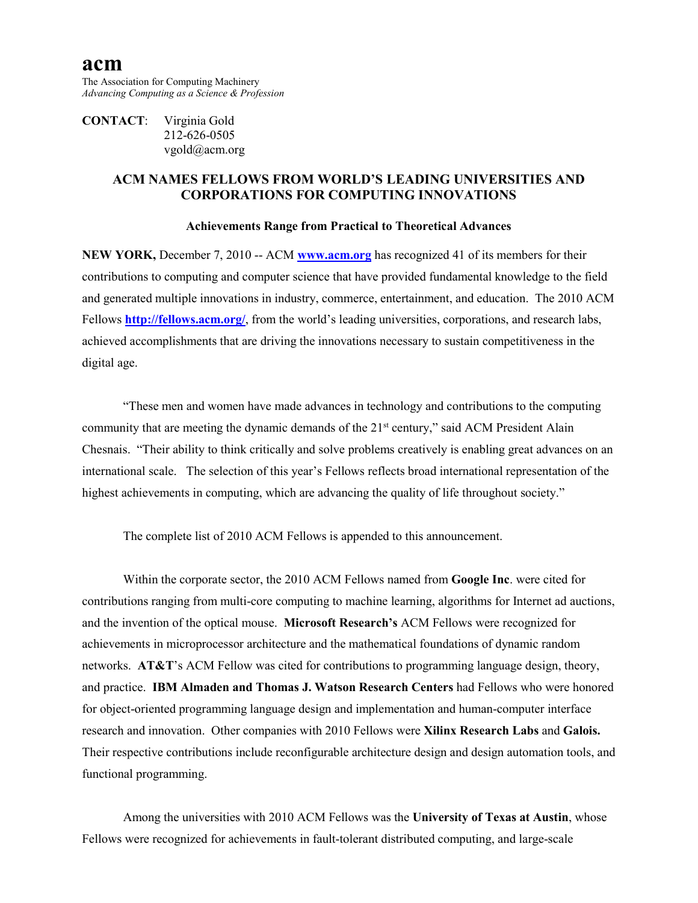# acm

The Association for Computing Machinery
*Advancing Computing as a Science & Profession*

**CONTACT**: Virginia Gold
212-626-0505
vgold@acm.org

## ACM NAMES FELLOWS FROM WORLD'S LEADING UNIVERSITIES AND CORPORATIONS FOR COMPUTING INNOVATIONS

### Achievements Range from Practical to Theoretical Advances

**NEW YORK,** December 7, 2010 -- ACM **www.acm.org** has recognized 41 of its members for their contributions to computing and computer science that have provided fundamental knowledge to the field and generated multiple innovations in industry, commerce, entertainment, and education. The 2010 ACM Fellows **http://fellows.acm.org/**, from the world's leading universities, corporations, and research labs, achieved accomplishments that are driving the innovations necessary to sustain competitiveness in the digital age.

"These men and women have made advances in technology and contributions to the computing community that are meeting the dynamic demands of the 21st century," said ACM President Alain Chesnais. "Their ability to think critically and solve problems creatively is enabling great advances on an international scale. The selection of this year's Fellows reflects broad international representation of the highest achievements in computing, which are advancing the quality of life throughout society."

The complete list of 2010 ACM Fellows is appended to this announcement.

Within the corporate sector, the 2010 ACM Fellows named from **Google Inc**. were cited for contributions ranging from multi-core computing to machine learning, algorithms for Internet ad auctions, and the invention of the optical mouse. **Microsoft Research's** ACM Fellows were recognized for achievements in microprocessor architecture and the mathematical foundations of dynamic random networks. **AT&T**'s ACM Fellow was cited for contributions to programming language design, theory, and practice. **IBM Almaden and Thomas J. Watson Research Centers** had Fellows who were honored for object-oriented programming language design and implementation and human-computer interface research and innovation. Other companies with 2010 Fellows were **Xilinx Research Labs** and **Galois.** Their respective contributions include reconfigurable architecture design and design automation tools, and functional programming.

Among the universities with 2010 ACM Fellows was the **University of Texas at Austin**, whose Fellows were recognized for achievements in fault-tolerant distributed computing, and large-scale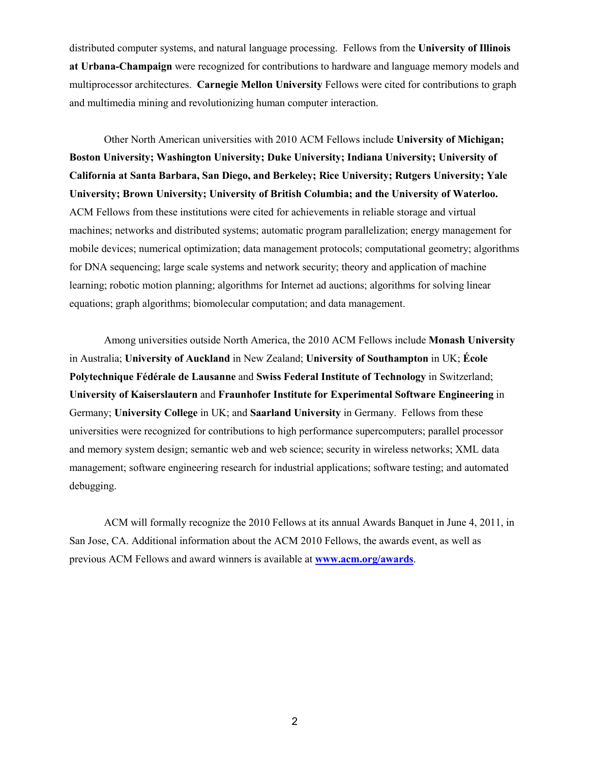distributed computer systems, and natural language processing. Fellows from the **University of Illinois at Urbana-Champaign** were recognized for contributions to hardware and language memory models and multiprocessor architectures. **Carnegie Mellon University** Fellows were cited for contributions to graph and multimedia mining and revolutionizing human computer interaction.

Other North American universities with 2010 ACM Fellows include **University of Michigan; Boston University; Washington University; Duke University; Indiana University; University of California at Santa Barbara, San Diego, and Berkeley; Rice University; Rutgers University; Yale University; Brown University; University of British Columbia; and the University of Waterloo.** ACM Fellows from these institutions were cited for achievements in reliable storage and virtual machines; networks and distributed systems; automatic program parallelization; energy management for mobile devices; numerical optimization; data management protocols; computational geometry; algorithms for DNA sequencing; large scale systems and network security; theory and application of machine learning; robotic motion planning; algorithms for Internet ad auctions; algorithms for solving linear equations; graph algorithms; biomolecular computation; and data management.

Among universities outside North America, the 2010 ACM Fellows include **Monash University** in Australia; **University of Auckland** in New Zealand; **University of Southampton** in UK; **École Polytechnique Fédérale de Lausanne** and **Swiss Federal Institute of Technology** in Switzerland; **University of Kaiserslautern** and **Fraunhofer Institute for Experimental Software Engineering** in Germany; **University College** in UK; and **Saarland University** in Germany. Fellows from these universities were recognized for contributions to high performance supercomputers; parallel processor and memory system design; semantic web and web science; security in wireless networks; XML data management; software engineering research for industrial applications; software testing; and automated debugging.

ACM will formally recognize the 2010 Fellows at its annual Awards Banquet in June 4, 2011, in San Jose, CA. Additional information about the ACM 2010 Fellows, the awards event, as well as previous ACM Fellows and award winners is available at **[www.acm.org/awards](http://www.acm.org/awards)**.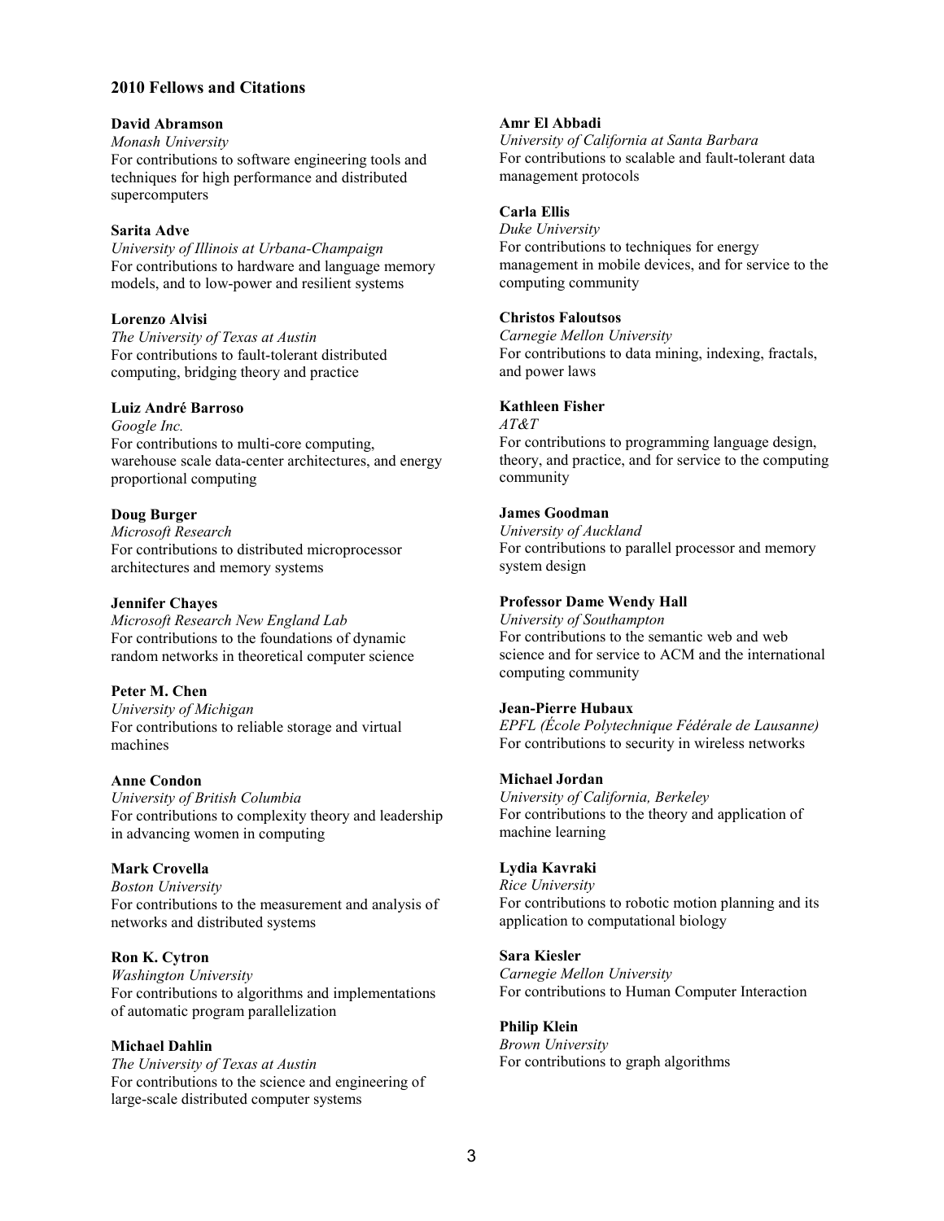## 2010 Fellows and Citations

**David Abramson**
*Monash University*
For contributions to software engineering tools and techniques for high performance and distributed supercomputers

**Sarita Adve**
*University of Illinois at Urbana-Champaign*
For contributions to hardware and language memory models, and to low-power and resilient systems

**Lorenzo Alvisi**
*The University of Texas at Austin*
For contributions to fault-tolerant distributed computing, bridging theory and practice

**Luiz André Barroso**
*Google Inc.*
For contributions to multi-core computing, warehouse scale data-center architectures, and energy proportional computing

**Doug Burger**
*Microsoft Research*
For contributions to distributed microprocessor architectures and memory systems

**Jennifer Chayes**
*Microsoft Research New England Lab*
For contributions to the foundations of dynamic random networks in theoretical computer science

**Peter M. Chen**
*University of Michigan*
For contributions to reliable storage and virtual machines

**Anne Condon**
*University of British Columbia*
For contributions to complexity theory and leadership in advancing women in computing

**Mark Crovella**
*Boston University*
For contributions to the measurement and analysis of networks and distributed systems

**Ron K. Cytron**
*Washington University*
For contributions to algorithms and implementations of automatic program parallelization

**Michael Dahlin**
*The University of Texas at Austin*
For contributions to the science and engineering of large-scale distributed computer systems

**Amr El Abbadi**
*University of California at Santa Barbara*
For contributions to scalable and fault-tolerant data management protocols

**Carla Ellis**
*Duke University*
For contributions to techniques for energy management in mobile devices, and for service to the computing community

**Christos Faloutsos**
*Carnegie Mellon University*
For contributions to data mining, indexing, fractals, and power laws

**Kathleen Fisher**
*AT&T*
For contributions to programming language design, theory, and practice, and for service to the computing community

**James Goodman**
*University of Auckland*
For contributions to parallel processor and memory system design

**Professor Dame Wendy Hall**
*University of Southampton*
For contributions to the semantic web and web science and for service to ACM and the international computing community

**Jean-Pierre Hubaux**
*EPFL (École Polytechnique Fédérale de Lausanne)*
For contributions to security in wireless networks

**Michael Jordan**
*University of California, Berkeley*
For contributions to the theory and application of machine learning

**Lydia Kavraki**
*Rice University*
For contributions to robotic motion planning and its application to computational biology

**Sara Kiesler**
*Carnegie Mellon University*
For contributions to Human Computer Interaction

**Philip Klein**
*Brown University*
For contributions to graph algorithms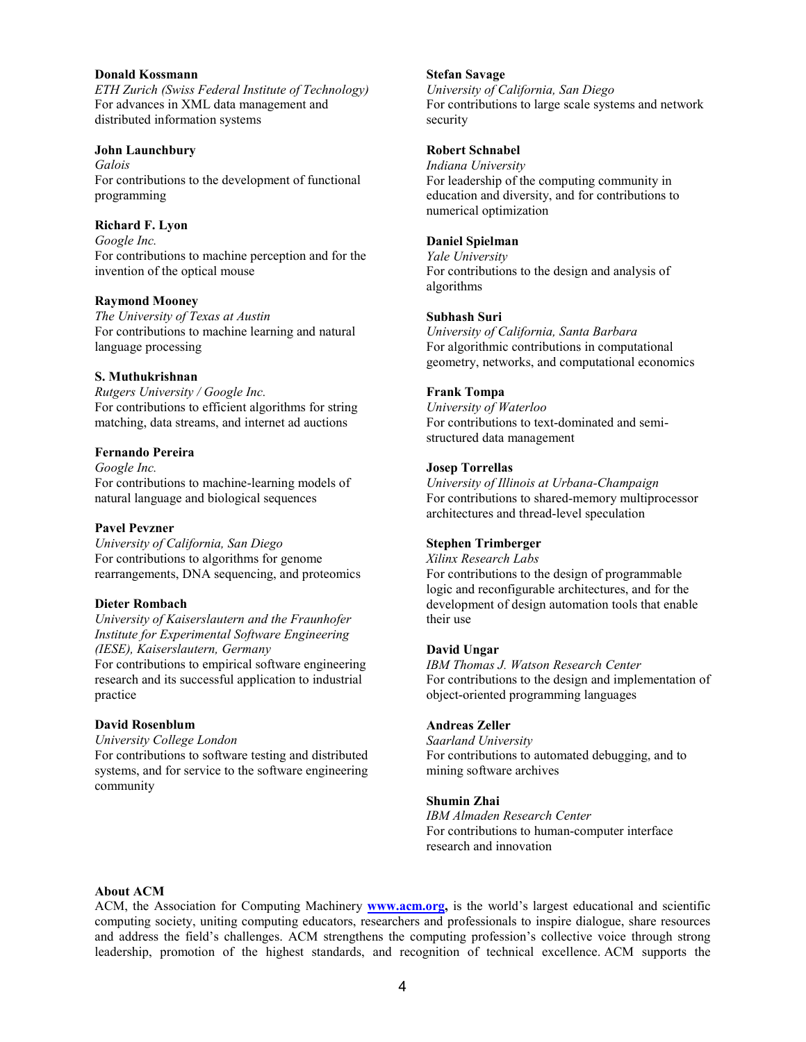**Donald Kossmann**
*ETH Zurich (Swiss Federal Institute of Technology)*
For advances in XML data management and distributed information systems

**John Launchbury**
*Galois*
For contributions to the development of functional programming

**Richard F. Lyon**
*Google Inc.*
For contributions to machine perception and for the invention of the optical mouse

**Raymond Mooney**
*The University of Texas at Austin*
For contributions to machine learning and natural language processing

**S. Muthukrishnan**
*Rutgers University / Google Inc.*
For contributions to efficient algorithms for string matching, data streams, and internet ad auctions

**Fernando Pereira**
*Google Inc.*
For contributions to machine-learning models of natural language and biological sequences

**Pavel Pevzner**
*University of California, San Diego*
For contributions to algorithms for genome rearrangements, DNA sequencing, and proteomics

**Dieter Rombach**
*University of Kaiserslautern and the Fraunhofer Institute for Experimental Software Engineering (IESE), Kaiserslautern, Germany*
For contributions to empirical software engineering research and its successful application to industrial practice

**David Rosenblum**
*University College London*
For contributions to software testing and distributed systems, and for service to the software engineering community

**Stefan Savage**
*University of California, San Diego*
For contributions to large scale systems and network security

**Robert Schnabel**
*Indiana University*
For leadership of the computing community in education and diversity, and for contributions to numerical optimization

**Daniel Spielman**
*Yale University*
For contributions to the design and analysis of algorithms

**Subhash Suri**
*University of California, Santa Barbara*
For algorithmic contributions in computational geometry, networks, and computational economics

**Frank Tompa**
*University of Waterloo*
For contributions to text-dominated and semi-structured data management

**Josep Torrellas**
*University of Illinois at Urbana-Champaign*
For contributions to shared-memory multiprocessor architectures and thread-level speculation

**Stephen Trimberger**
*Xilinx Research Labs*
For contributions to the design of programmable logic and reconfigurable architectures, and for the development of design automation tools that enable their use

**David Ungar**
*IBM Thomas J. Watson Research Center*
For contributions to the design and implementation of object-oriented programming languages

**Andreas Zeller**
*Saarland University*
For contributions to automated debugging, and to mining software archives

**Shumin Zhai**
*IBM Almaden Research Center*
For contributions to human-computer interface research and innovation

**About ACM**
ACM, the Association for Computing Machinery **www.acm.org,** is the world's largest educational and scientific computing society, uniting computing educators, researchers and professionals to inspire dialogue, share resources and address the field's challenges. ACM strengthens the computing profession's collective voice through strong leadership, promotion of the highest standards, and recognition of technical excellence. ACM supports the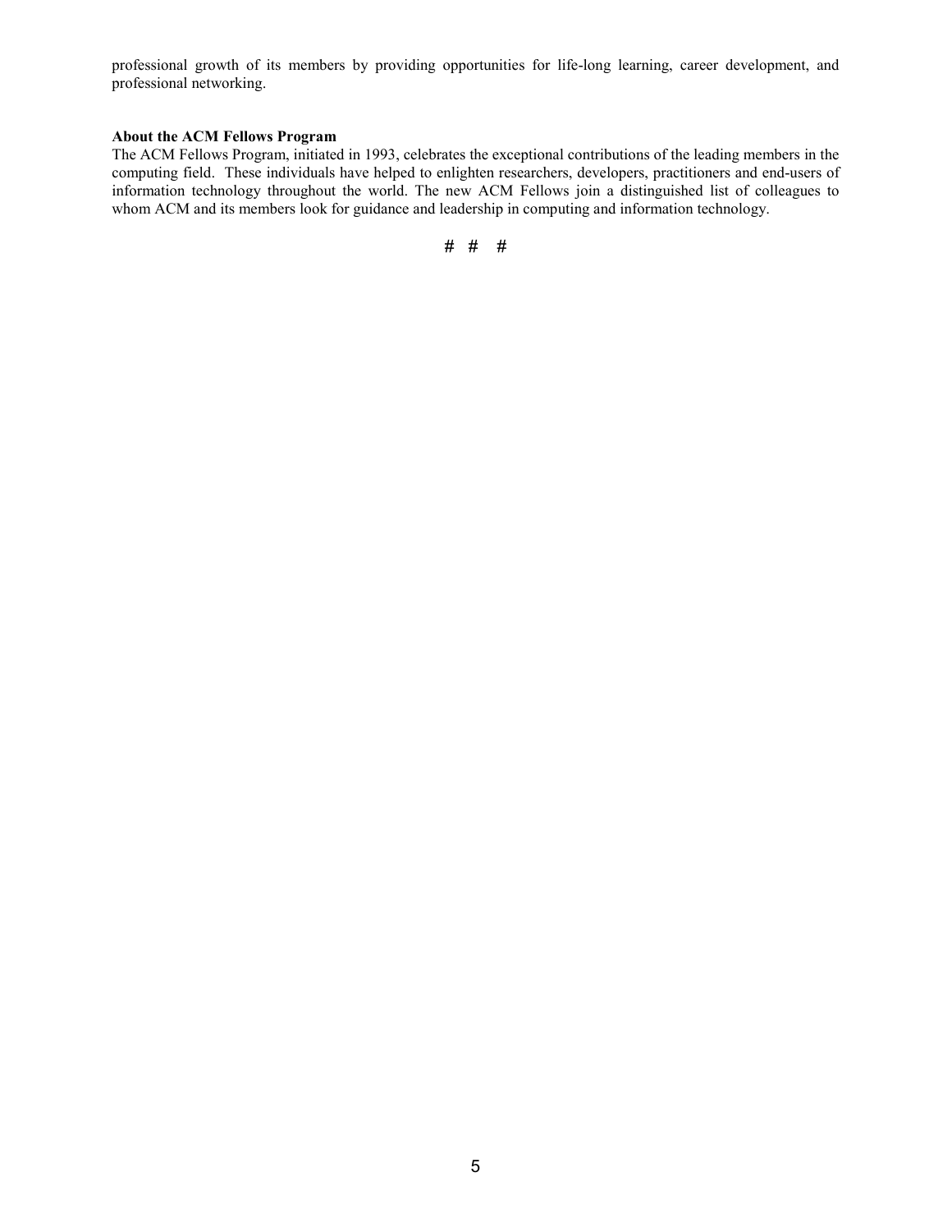professional growth of its members by providing opportunities for life-long learning, career development, and professional networking.

**About the ACM Fellows Program**

The ACM Fellows Program, initiated in 1993, celebrates the exceptional contributions of the leading members in the computing field. These individuals have helped to enlighten researchers, developers, practitioners and end-users of information technology throughout the world. The new ACM Fellows join a distinguished list of colleagues to whom ACM and its members look for guidance and leadership in computing and information technology.

# # #